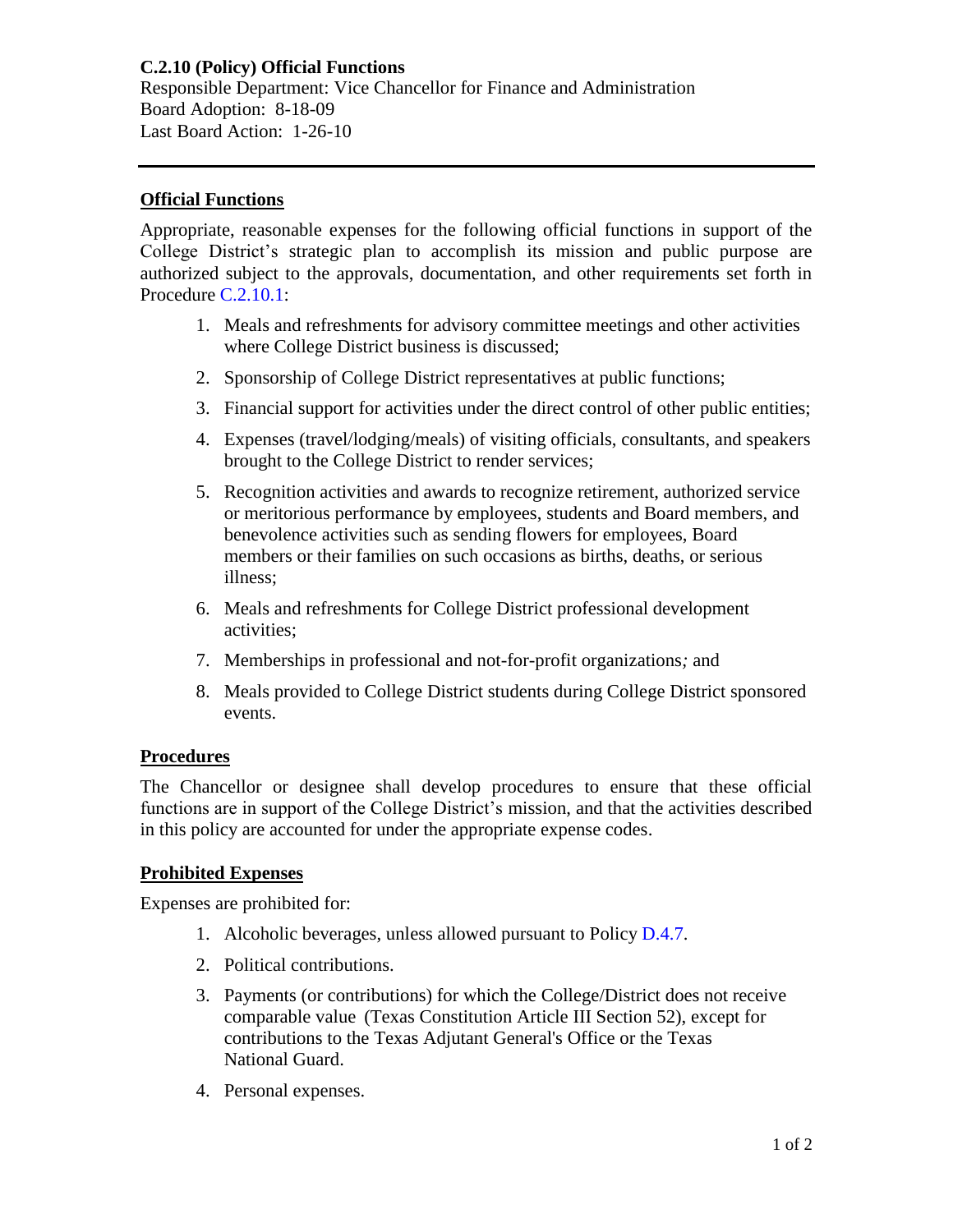**C.2.10 (Policy) Official Functions**
Responsible Department: Vice Chancellor for Finance and Administration
Board Adoption: 8-18-09
Last Board Action: 1-26-10

---

## Official Functions

Appropriate, reasonable expenses for the following official functions in support of the College District's strategic plan to accomplish its mission and public purpose are authorized subject to the approvals, documentation, and other requirements set forth in Procedure C.2.10.1:

1. Meals and refreshments for advisory committee meetings and other activities where College District business is discussed;
2. Sponsorship of College District representatives at public functions;
3. Financial support for activities under the direct control of other public entities;
4. Expenses (travel/lodging/meals) of visiting officials, consultants, and speakers brought to the College District to render services;
5. Recognition activities and awards to recognize retirement, authorized service or meritorious performance by employees, students and Board members, and benevolence activities such as sending flowers for employees, Board members or their families on such occasions as births, deaths, or serious illness;
6. Meals and refreshments for College District professional development activities;
7. Memberships in professional and not-for-profit organizations*;* and
8. Meals provided to College District students during College District sponsored events.

## Procedures

The Chancellor or designee shall develop procedures to ensure that these official functions are in support of the College District's mission, and that the activities described in this policy are accounted for under the appropriate expense codes.

## Prohibited Expenses

Expenses are prohibited for:

1. Alcoholic beverages, unless allowed pursuant to Policy D.4.7.
2. Political contributions.
3. Payments (or contributions) for which the College/District does not receive comparable value (Texas Constitution Article III Section 52), except for contributions to the Texas Adjutant General's Office or the Texas National Guard.
4. Personal expenses.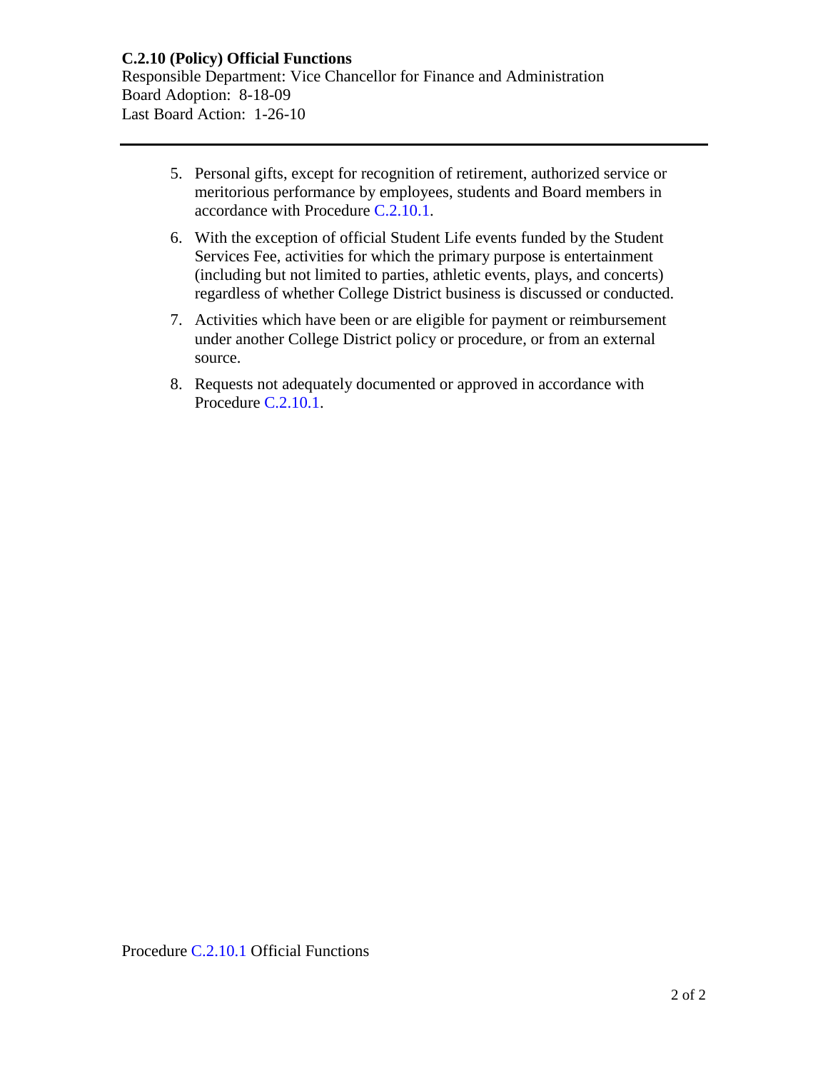5. Personal gifts, except for recognition of retirement, authorized service or meritorious performance by employees, students and Board members in accordance with Procedure C.2.10.1.
6. With the exception of official Student Life events funded by the Student Services Fee, activities for which the primary purpose is entertainment (including but not limited to parties, athletic events, plays, and concerts) regardless of whether College District business is discussed or conducted.
7. Activities which have been or are eligible for payment or reimbursement under another College District policy or procedure, or from an external source.
8. Requests not adequately documented or approved in accordance with Procedure C.2.10.1.

Procedure C.2.10.1 Official Functions